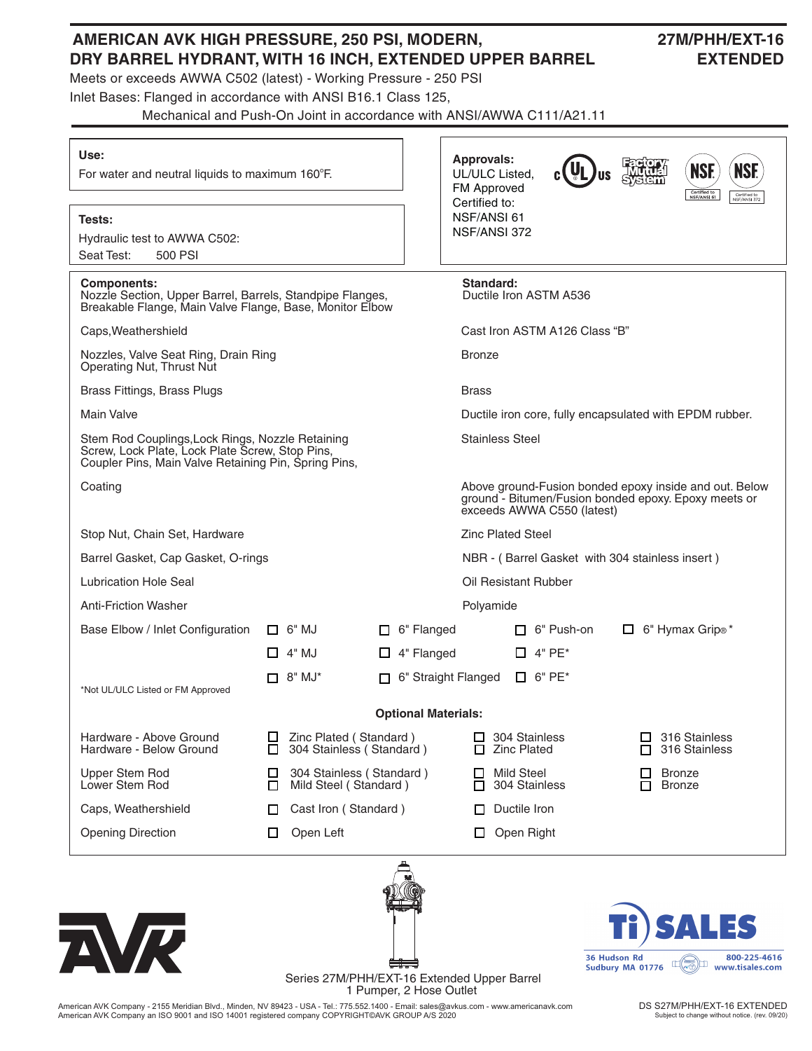# AMERICAN AVK HIGH PRESSURE, 250 PSI, MODERN, DRY BARREL HYDRANT, WITH 16 INCH, EXTENDED UPPER BARREL

**27M/PHH/EXT-16 EXTENDED**

Meets or exceeds AWWA C502 (latest) - Working Pressure - 250 PSI

Inlet Bases: Flanged in accordance with ANSI B16.1 Class 125,
Mechanical and Push-On Joint in accordance with ANSI/AWWA C111/A21.11

**Use:**
For water and neutral liquids to maximum 160°F.

**Tests:**
Hydraulic test to AWWA C502:
Seat Test: 500 PSI

**Approvals:**
UL/ULC Listed,
FM Approved
Certified to:
NSF/ANSI 61
NSF/ANSI 372

| **Components:** | **Standard:** |
|---|---|
| Nozzle Section, Upper Barrel, Barrels, Standpipe Flanges, Breakable Flange, Main Valve Flange, Base, Monitor Elbow | Ductile Iron ASTM A536 |
| Caps,Weathershield | Cast Iron ASTM A126 Class "B" |
| Nozzles, Valve Seat Ring, Drain Ring Operating Nut, Thrust Nut | Bronze |
| Brass Fittings, Brass Plugs | Brass |
| Main Valve | Ductile iron core, fully encapsulated with EPDM rubber. |
| Stem Rod Couplings,Lock Rings, Nozzle Retaining Screw, Lock Plate, Lock Plate Screw, Stop Pins, Coupler Pins, Main Valve Retaining Pin, Spring Pins, | Stainless Steel |
| Coating | Above ground-Fusion bonded epoxy inside and out. Below ground - Bitumen/Fusion bonded epoxy. Epoxy meets or exceeds AWWA C550 (latest) |
| Stop Nut, Chain Set, Hardware | Zinc Plated Steel |
| Barrel Gasket, Cap Gasket, O-rings | NBR - ( Barrel Gasket with 304 stainless insert ) |
| Lubrication Hole Seal | Oil Resistant Rubber |
| Anti-Friction Washer | Polyamide |

| Base Elbow / Inlet Configuration | | | | |
|---|---|---|---|---|
| | ☐ 6" MJ | ☐ 6" Flanged | ☐ 6" Push-on | ☐ 6" Hymax Grip®* |
| | ☐ 4" MJ | ☐ 4" Flanged | ☐ 4" PE* | |
| | ☐ 8" MJ* | ☐ 6" Straight Flanged | ☐ 6" PE* | |

*Not UL/ULC Listed or FM Approved

**Optional Materials:**

| | | | |
|---|---|---|---|
| Hardware - Above Ground | ☐ Zinc Plated ( Standard ) | ☐ 304 Stainless | ☐ 316 Stainless |
| Hardware - Below Ground | ☐ 304 Stainless ( Standard ) | ☐ Zinc Plated | ☐ 316 Stainless |
| Upper Stem Rod | ☐ 304 Stainless ( Standard ) | ☐ Mild Steel | ☐ Bronze |
| Lower Stem Rod | ☐ Mild Steel ( Standard ) | ☐ 304 Stainless | ☐ Bronze |
| Caps, Weathershield | ☐ Cast Iron ( Standard ) | ☐ Ductile Iron | |
| Opening Direction | ☐ Open Left | ☐ Open Right | |

Series 27M/PHH/EXT-16 Extended Upper Barrel
1 Pumper, 2 Hose Outlet

Ti SALES
36 Hudson Rd
Sudbury MA 01776
800-225-4616
www.tisales.com

American AVK Company - 2155 Meridian Blvd., Minden, NV 89423 - USA - Tel.: 775.552.1400 - Email: sales@avkus.com - www.americanavk.com
American AVK Company an ISO 9001 and ISO 14001 registered company COPYRIGHT©AVK GROUP A/S 2020

DS S27M/PHH/EXT-16 EXTENDED
Subject to change without notice. (rev. 09/20)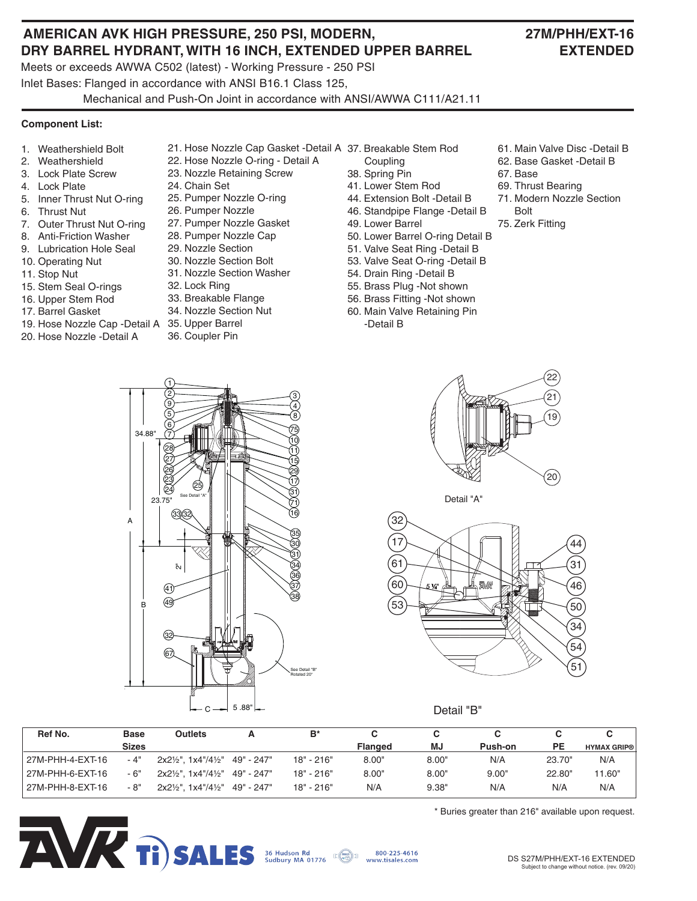# AMERICAN AVK HIGH PRESSURE, 250 PSI, MODERN, DRY BARREL HYDRANT, WITH 16 INCH, EXTENDED UPPER BARREL

**27M/PHH/EXT-16 EXTENDED**

Meets or exceeds AWWA C502 (latest) - Working Pressure - 250 PSI

Inlet Bases: Flanged in accordance with ANSI B16.1 Class 125,
Mechanical and Push-On Joint in accordance with ANSI/AWWA C111/A21.11

**Component List:**

1. Weathershield Bolt
2. Weathershield
3. Lock Plate Screw
4. Lock Plate
5. Inner Thrust Nut O-ring
6. Thrust Nut
7. Outer Thrust Nut O-ring
8. Anti-Friction Washer
9. Lubrication Hole Seal
10. Operating Nut
11. Stop Nut
15. Stem Seal O-rings
16. Upper Stem Rod
17. Barrel Gasket
19. Hose Nozzle Cap -Detail A
20. Hose Nozzle -Detail A
21. Hose Nozzle Cap Gasket -Detail A
22. Hose Nozzle O-ring - Detail A
23. Hose Retaining Screw
24. Chain Set
25. Pumper Nozzle O-ring
26. Pumper Nozzle
27. Pumper Nozzle Gasket
28. Pumper Nozzle Cap
29. Nozzle Section
30. Nozzle Section Bolt
31. Nozzle Section Washer
32. Lock Ring
33. Breakable Flange
34. Nozzle Section Nut
35. Upper Barrel
36. Coupler Pin
37. Breakable Stem Rod Coupling
38. Spring Pin
41. Lower Stem Rod
44. Extension Bolt -Detail B
46. Standpipe Flange -Detail B
49. Lower Barrel
50. Lower Barrel O-ring Detail B
51. Valve Seat Ring -Detail B
53. Valve Seat O-ring -Detail B
54. Drain Ring -Detail B
55. Brass Plug -Not shown
56. Brass Fitting -Not shown
60. Main Valve Retaining Pin -Detail B
61. Main Valve Disc -Detail B
62. Base Gasket -Detail B
67. Base
69. Thrust Bearing
71. Modern Nozzle Section Bolt
75. Zerk Fitting

34.88"
23.75"
A
B
2"
See Detail "A"
See Detail "B" Rotated 20°
C
5.88"
5 1/4"

Detail "A"

Detail "B"

| Ref No. | Base Sizes | Outlets | A | B* | C Flanged | C MJ | C Push-on | C PE | C HYMAX GRIP® |
|---|---|---|---|---|---|---|---|---|---|
| 27M-PHH-4-EXT-16 | - 4" | 2x2½", 1x4"/4½" | 49" - 247" | 18" - 216" | 8.00" | 8.00" | N/A | 23.70" | N/A |
| 27M-PHH-6-EXT-16 | - 6" | 2x2½", 1x4"/4½" | 49" - 247" | 18" - 216" | 8.00" | 8.00" | 9.00" | 22.80" | 11.60" |
| 27M-PHH-8-EXT-16 | - 8" | 2x2½", 1x4"/4½" | 49" - 247" | 18" - 216" | N/A | 9.38" | N/A | N/A | N/A |

\* Buries greater than 216" available upon request.

AVK Ti SALES 36 Hudson Rd Sudbury MA 01776 800-225-4616 www.tisales.com

DS S27M/PHH/EXT-16 EXTENDED
Subject to change without notice. (rev. 09/20)